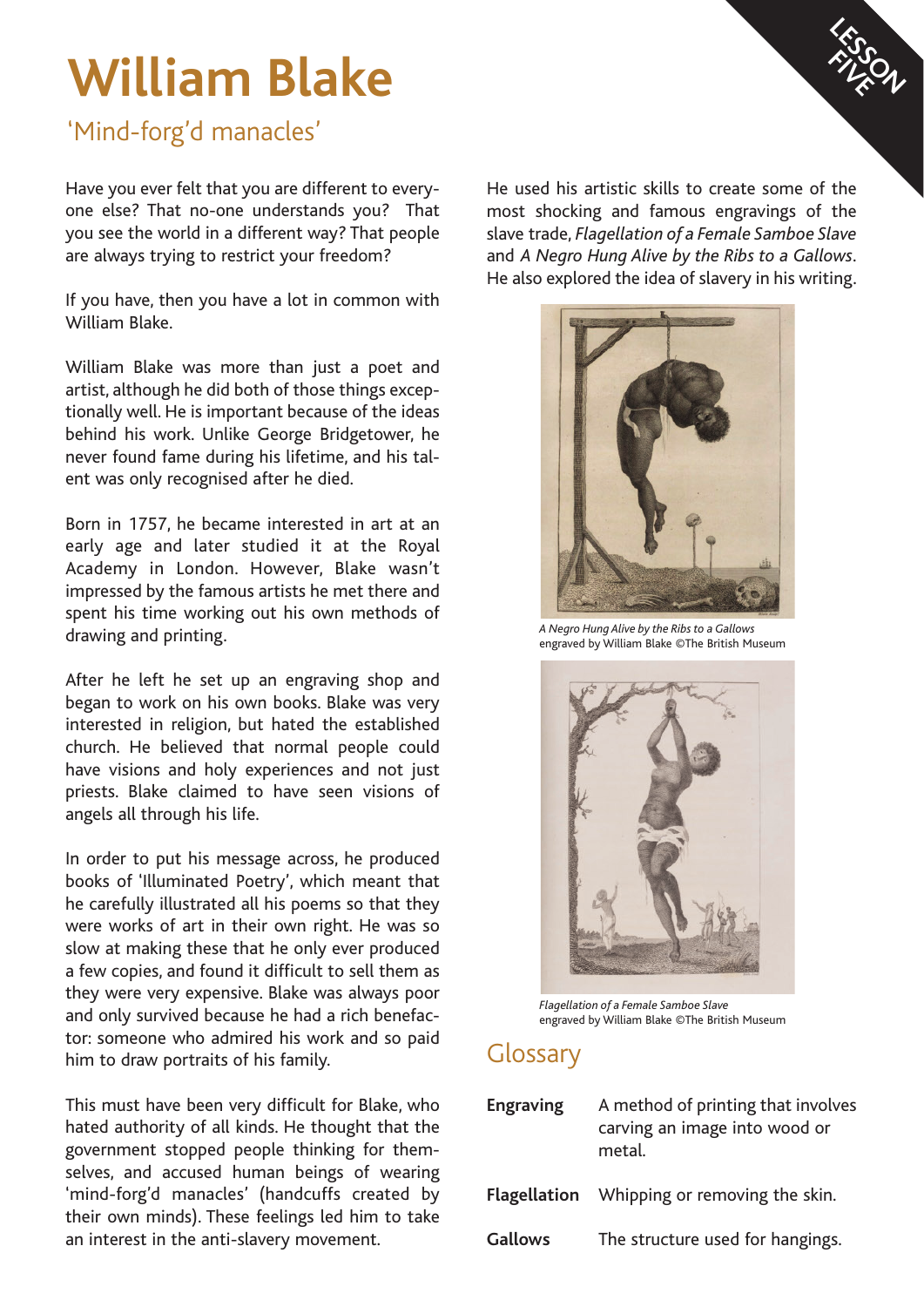# William Blake

## 'Mind-forg'd manacles'

LESSON FIVE

Have you ever felt that you are different to everyone else? That no-one understands you? That you see the world in a different way? That people are always trying to restrict your freedom?

If you have, then you have a lot in common with William Blake.

William Blake was more than just a poet and artist, although he did both of those things exceptionally well. He is important because of the ideas behind his work. Unlike George Bridgetower, he never found fame during his lifetime, and his talent was only recognised after he died.

Born in 1757, he became interested in art at an early age and later studied it at the Royal Academy in London. However, Blake wasn't impressed by the famous artists he met there and spent his time working out his own methods of drawing and printing.

After he left he set up an engraving shop and began to work on his own books. Blake was very interested in religion, but hated the established church. He believed that normal people could have visions and holy experiences and not just priests. Blake claimed to have seen visions of angels all through his life.

In order to put his message across, he produced books of 'Illuminated Poetry', which meant that he carefully illustrated all his poems so that they were works of art in their own right. He was so slow at making these that he only ever produced a few copies, and found it difficult to sell them as they were very expensive. Blake was always poor and only survived because he had a rich benefactor: someone who admired his work and so paid him to draw portraits of his family.

This must have been very difficult for Blake, who hated authority of all kinds. He thought that the government stopped people thinking for themselves, and accused human beings of wearing 'mind-forg'd manacles' (handcuffs created by their own minds). These feelings led him to take an interest in the anti-slavery movement.

He used his artistic skills to create some of the most shocking and famous engravings of the slave trade, *Flagellation of a Female Samboe Slave* and *A Negro Hung Alive by the Ribs to a Gallows*. He also explored the idea of slavery in his writing.

*A Negro Hung Alive by the Ribs to a Gallows* engraved by William Blake ©The British Museum

*Flagellation of a Female Samboe Slave* engraved by William Blake ©The British Museum

## Glossary

| | |
|---|---|
| **Engraving** | A method of printing that involves carving an image into wood or metal. |
| **Flagellation** | Whipping or removing the skin. |
| **Gallows** | The structure used for hangings. |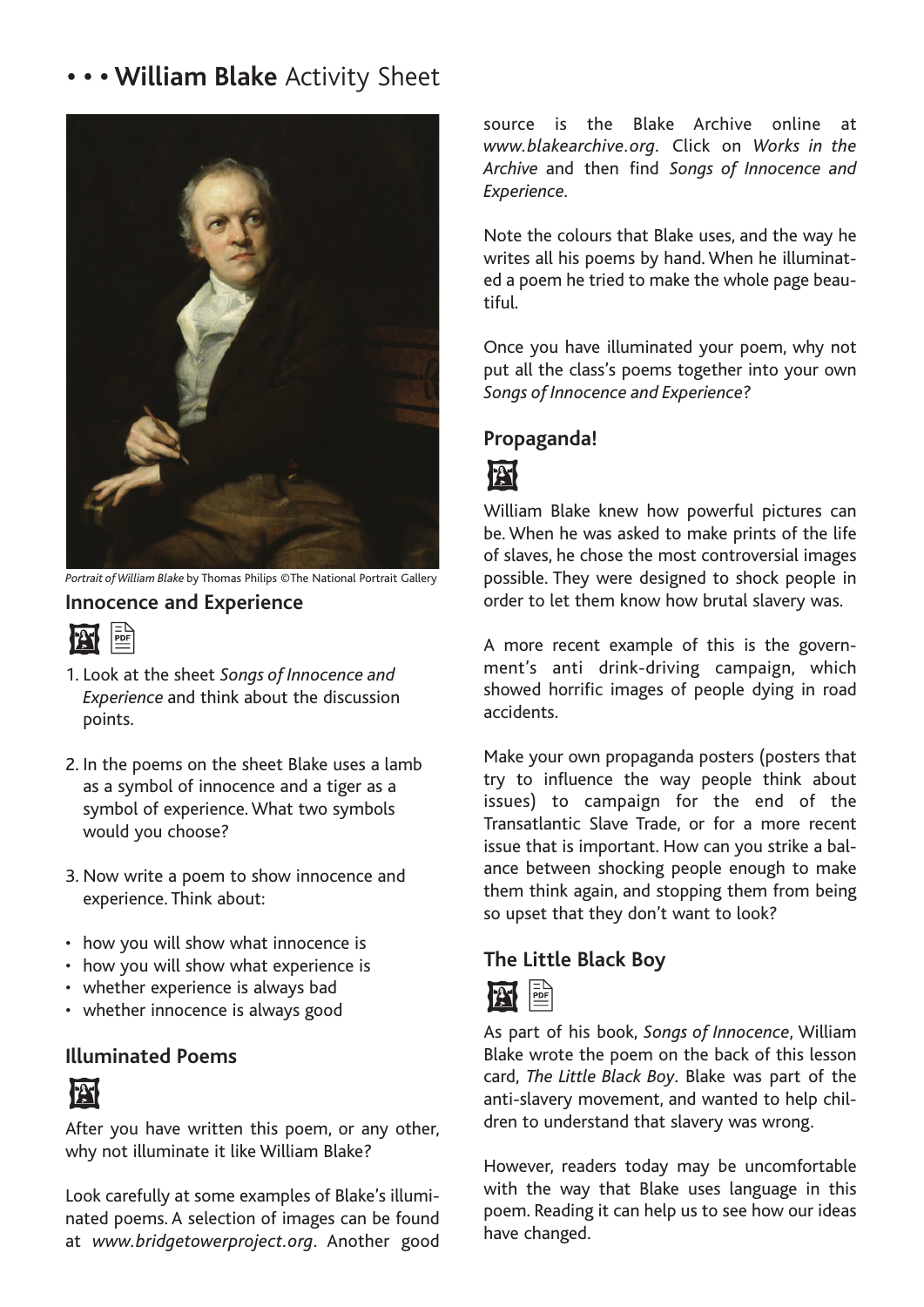# • • • **William Blake** Activity Sheet

*Portrait of William Blake* by Thomas Philips ©The National Portrait Gallery

## Innocence and Experience

1. Look at the sheet *Songs of Innocence and Experience* and think about the discussion points.

2. In the poems on the sheet Blake uses a lamb as a symbol of innocence and a tiger as a symbol of experience. What two symbols would you choose?

3. Now write a poem to show innocence and experience. Think about:

- how you will show what innocence is
- how you will show what experience is
- whether experience is always bad
- whether innocence is always good

## Illuminated Poems

After you have written this poem, or any other, why not illuminate it like William Blake?

Look carefully at some examples of Blake's illuminated poems. A selection of images can be found at *www.bridgetowerproject.org*. Another good source is the Blake Archive online at *www.blakearchive.org*. Click on *Works in the Archive* and then find *Songs of Innocence and Experience*.

Note the colours that Blake uses, and the way he writes all his poems by hand. When he illuminated a poem he tried to make the whole page beautiful.

Once you have illuminated your poem, why not put all the class's poems together into your own *Songs of Innocence and Experience*?

## Propaganda!

William Blake knew how powerful pictures can be. When he was asked to make prints of the life of slaves, he chose the most controversial images possible. They were designed to shock people in order to let them know how brutal slavery was.

A more recent example of this is the government's anti drink-driving campaign, which showed horrific images of people dying in road accidents.

Make your own propaganda posters (posters that try to influence the way people think about issues) to campaign for the end of the Transatlantic Slave Trade, or for a more recent issue that is important. How can you strike a balance between shocking people enough to make them think again, and stopping them from being so upset that they don't want to look?

## The Little Black Boy

As part of his book, *Songs of Innocence*, William Blake wrote the poem on the back of this lesson card, *The Little Black Boy*. Blake was part of the anti-slavery movement, and wanted to help children to understand that slavery was wrong.

However, readers today may be uncomfortable with the way that Blake uses language in this poem. Reading it can help us to see how our ideas have changed.